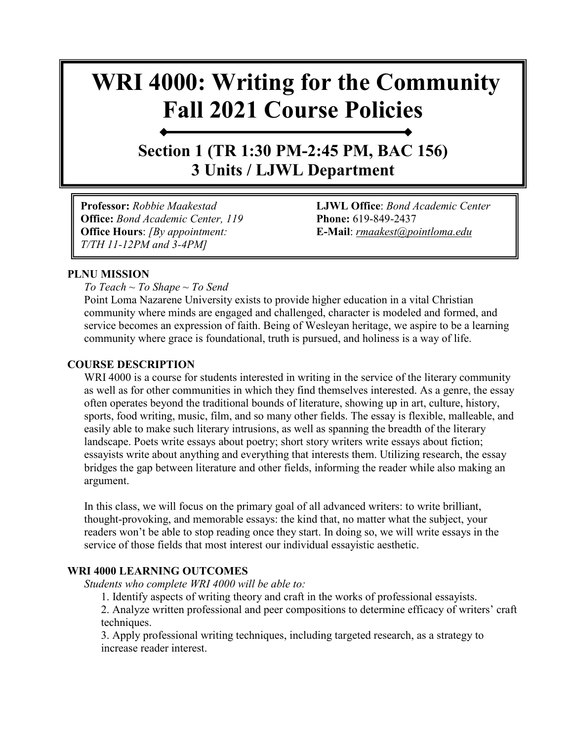# WRI 4000: Writing for the Community Fall 2021 Course Policies

## Section 1 (TR 1:30 PM-2:45 PM, BAC 156) 3 Units / LJWL Department

**Professor:** *Robbie Maakestad*
**Office:** *Bond Academic Center, 119*
**Office Hours**: *[By appointment: T/TH 11-12PM and 3-4PM]*

**LJWL Office**: *Bond Academic Center*
**Phone:** 619-849-2437
**E-Mail**: *rmaakest@pointloma.edu*

### PLNU MISSION

*To Teach ~ To Shape ~ To Send*

Point Loma Nazarene University exists to provide higher education in a vital Christian community where minds are engaged and challenged, character is modeled and formed, and service becomes an expression of faith. Being of Wesleyan heritage, we aspire to be a learning community where grace is foundational, truth is pursued, and holiness is a way of life.

### COURSE DESCRIPTION

WRI 4000 is a course for students interested in writing in the service of the literary community as well as for other communities in which they find themselves interested. As a genre, the essay often operates beyond the traditional bounds of literature, showing up in art, culture, history, sports, food writing, music, film, and so many other fields. The essay is flexible, malleable, and easily able to make such literary intrusions, as well as spanning the breadth of the literary landscape. Poets write essays about poetry; short story writers write essays about fiction; essayists write about anything and everything that interests them. Utilizing research, the essay bridges the gap between literature and other fields, informing the reader while also making an argument.

In this class, we will focus on the primary goal of all advanced writers: to write brilliant, thought-provoking, and memorable essays: the kind that, no matter what the subject, your readers won't be able to stop reading once they start. In doing so, we will write essays in the service of those fields that most interest our individual essayistic aesthetic.

### WRI 4000 LEARNING OUTCOMES

*Students who complete WRI 4000 will be able to:*

1. Identify aspects of writing theory and craft in the works of professional essayists.
2. Analyze written professional and peer compositions to determine efficacy of writers' craft techniques.
3. Apply professional writing techniques, including targeted research, as a strategy to increase reader interest.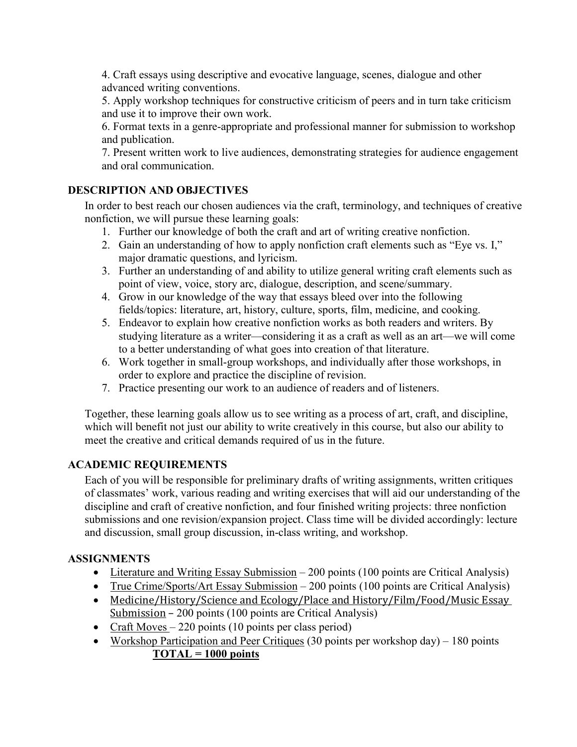4. Craft essays using descriptive and evocative language, scenes, dialogue and other advanced writing conventions.
5. Apply workshop techniques for constructive criticism of peers and in turn take criticism and use it to improve their own work.
6. Format texts in a genre-appropriate and professional manner for submission to workshop and publication.
7. Present written work to live audiences, demonstrating strategies for audience engagement and oral communication.

## DESCRIPTION AND OBJECTIVES

In order to best reach our chosen audiences via the craft, terminology, and techniques of creative nonfiction, we will pursue these learning goals:

1. Further our knowledge of both the craft and art of writing creative nonfiction.
2. Gain an understanding of how to apply nonfiction craft elements such as "Eye vs. I," major dramatic questions, and lyricism.
3. Further an understanding of and ability to utilize general writing craft elements such as point of view, voice, story arc, dialogue, description, and scene/summary.
4. Grow in our knowledge of the way that essays bleed over into the following fields/topics: literature, art, history, culture, sports, film, medicine, and cooking.
5. Endeavor to explain how creative nonfiction works as both readers and writers. By studying literature as a writer—considering it as a craft as well as an art—we will come to a better understanding of what goes into creation of that literature.
6. Work together in small-group workshops, and individually after those workshops, in order to explore and practice the discipline of revision.
7. Practice presenting our work to an audience of readers and of listeners.

Together, these learning goals allow us to see writing as a process of art, craft, and discipline, which will benefit not just our ability to write creatively in this course, but also our ability to meet the creative and critical demands required of us in the future.

## ACADEMIC REQUIREMENTS

Each of you will be responsible for preliminary drafts of writing assignments, written critiques of classmates' work, various reading and writing exercises that will aid our understanding of the discipline and craft of creative nonfiction, and four finished writing projects: three nonfiction submissions and one revision/expansion project. Class time will be divided accordingly: lecture and discussion, small group discussion, in-class writing, and workshop.

## ASSIGNMENTS

- Literature and Writing Essay Submission – 200 points (100 points are Critical Analysis)
- True Crime/Sports/Art Essay Submission – 200 points (100 points are Critical Analysis)
- Medicine/History/Science and Ecology/Place and History/Film/Food/Music Essay Submission – 200 points (100 points are Critical Analysis)
- Craft Moves – 220 points (10 points per class period)
- Workshop Participation and Peer Critiques (30 points per workshop day) – 180 points

**TOTAL = 1000 points**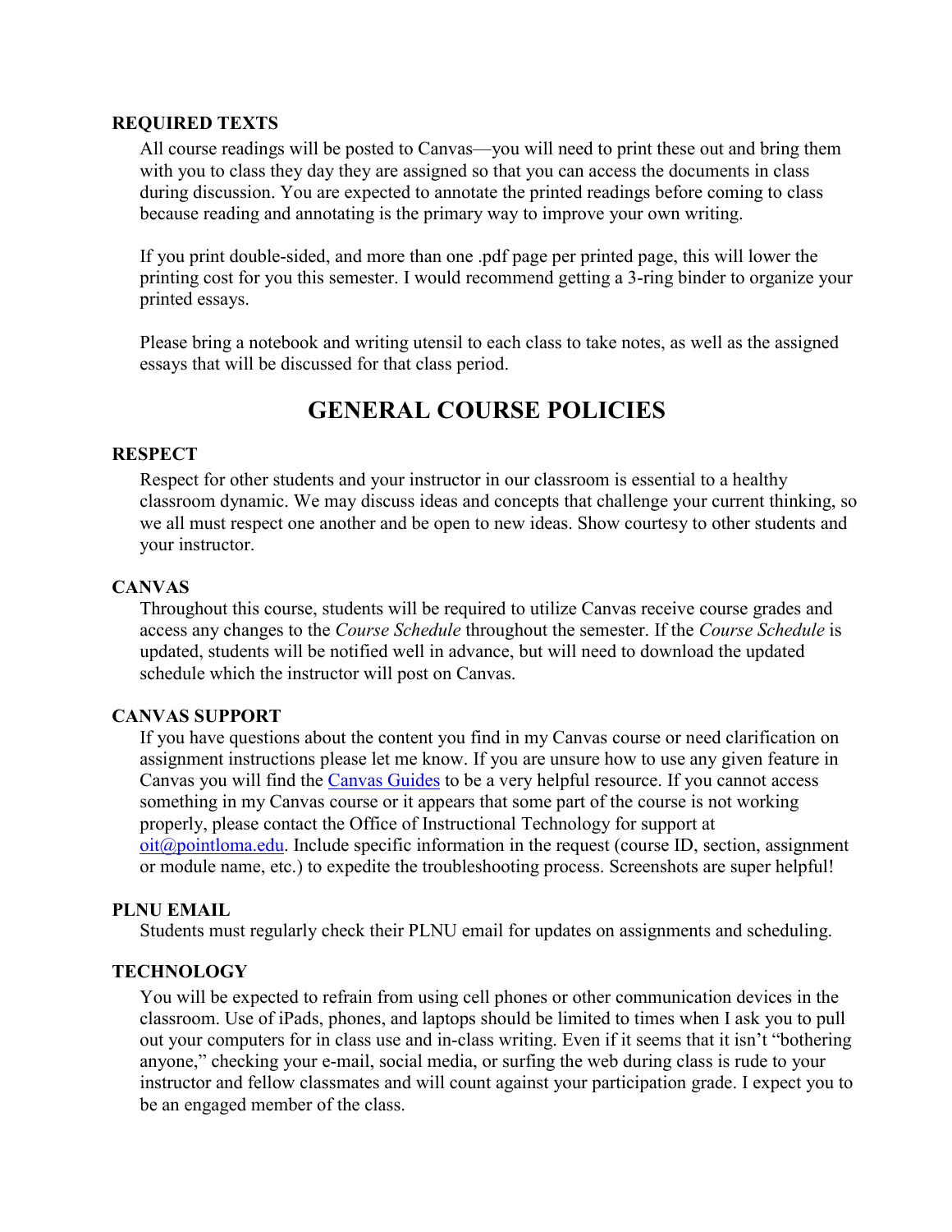### REQUIRED TEXTS

All course readings will be posted to Canvas—you will need to print these out and bring them with you to class they day they are assigned so that you can access the documents in class during discussion. You are expected to annotate the printed readings before coming to class because reading and annotating is the primary way to improve your own writing.

If you print double-sided, and more than one .pdf page per printed page, this will lower the printing cost for you this semester. I would recommend getting a 3-ring binder to organize your printed essays.

Please bring a notebook and writing utensil to each class to take notes, as well as the assigned essays that will be discussed for that class period.

## GENERAL COURSE POLICIES

### RESPECT

Respect for other students and your instructor in our classroom is essential to a healthy classroom dynamic. We may discuss ideas and concepts that challenge your current thinking, so we all must respect one another and be open to new ideas. Show courtesy to other students and your instructor.

### CANVAS

Throughout this course, students will be required to utilize Canvas receive course grades and access any changes to the *Course Schedule* throughout the semester. If the *Course Schedule* is updated, students will be notified well in advance, but will need to download the updated schedule which the instructor will post on Canvas.

### CANVAS SUPPORT

If you have questions about the content you find in my Canvas course or need clarification on assignment instructions please let me know. If you are unsure how to use any given feature in Canvas you will find the [Canvas Guides]() to be a very helpful resource. If you cannot access something in my Canvas course or it appears that some part of the course is not working properly, please contact the Office of Instructional Technology for support at [oit@pointloma.edu](mailto:oit@pointloma.edu). Include specific information in the request (course ID, section, assignment or module name, etc.) to expedite the troubleshooting process. Screenshots are super helpful!

### PLNU EMAIL

Students must regularly check their PLNU email for updates on assignments and scheduling.

### TECHNOLOGY

You will be expected to refrain from using cell phones or other communication devices in the classroom. Use of iPads, phones, and laptops should be limited to times when I ask you to pull out your computers for in class use and in-class writing. Even if it seems that it isn't "bothering anyone," checking your e-mail, social media, or surfing the web during class is rude to your instructor and fellow classmates and will count against your participation grade. I expect you to be an engaged member of the class.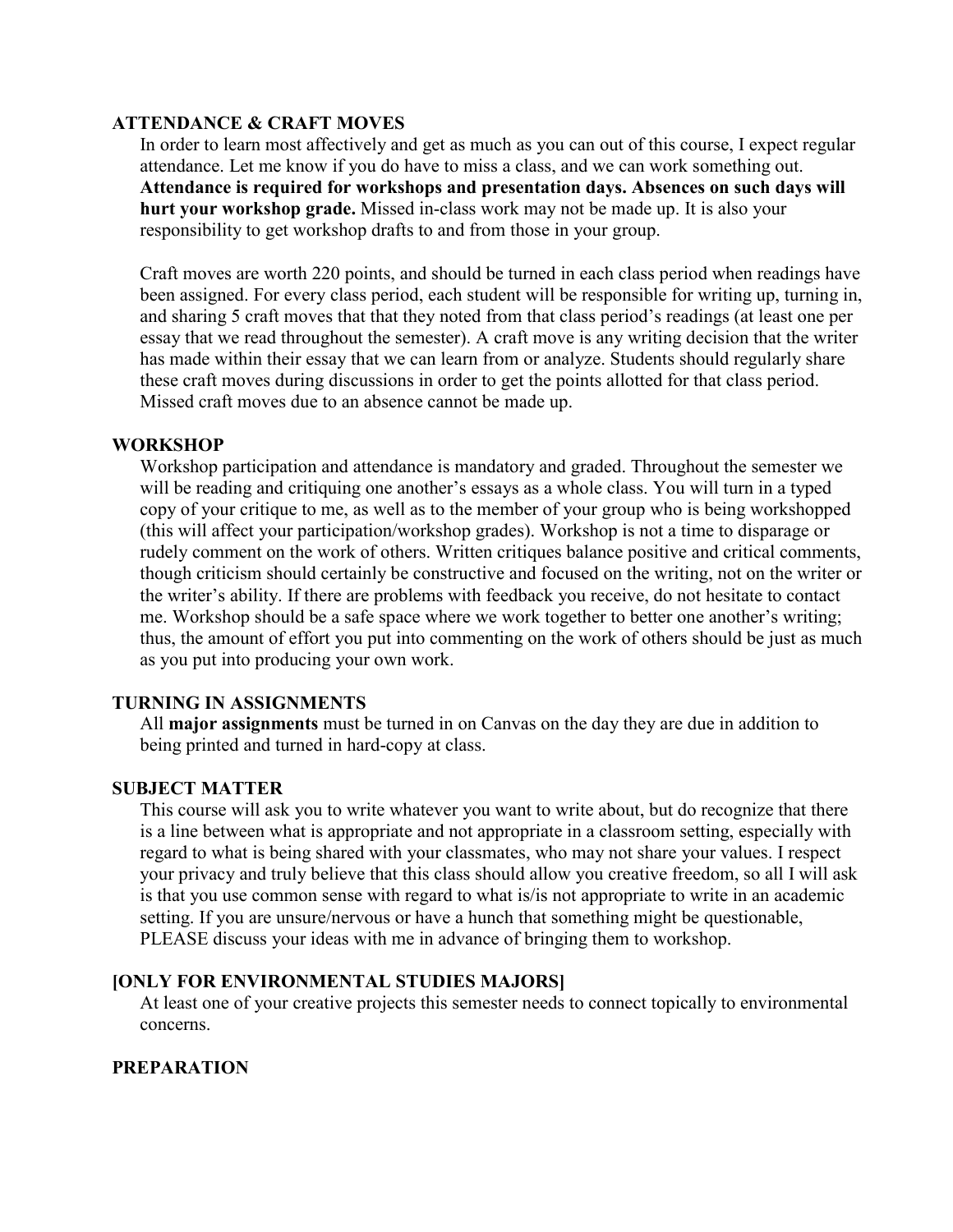## ATTENDANCE & CRAFT MOVES

In order to learn most affectively and get as much as you can out of this course, I expect regular attendance. Let me know if you do have to miss a class, and we can work something out. **Attendance is required for workshops and presentation days. Absences on such days will hurt your workshop grade.** Missed in-class work may not be made up. It is also your responsibility to get workshop drafts to and from those in your group.

Craft moves are worth 220 points, and should be turned in each class period when readings have been assigned. For every class period, each student will be responsible for writing up, turning in, and sharing 5 craft moves that that they noted from that class period's readings (at least one per essay that we read throughout the semester). A craft move is any writing decision that the writer has made within their essay that we can learn from or analyze. Students should regularly share these craft moves during discussions in order to get the points allotted for that class period. Missed craft moves due to an absence cannot be made up.

## WORKSHOP

Workshop participation and attendance is mandatory and graded. Throughout the semester we will be reading and critiquing one another's essays as a whole class. You will turn in a typed copy of your critique to me, as well as to the member of your group who is being workshopped (this will affect your participation/workshop grades). Workshop is not a time to disparage or rudely comment on the work of others. Written critiques balance positive and critical comments, though criticism should certainly be constructive and focused on the writing, not on the writer or the writer's ability. If there are problems with feedback you receive, do not hesitate to contact me. Workshop should be a safe space where we work together to better one another's writing; thus, the amount of effort you put into commenting on the work of others should be just as much as you put into producing your own work.

## TURNING IN ASSIGNMENTS

All **major assignments** must be turned in on Canvas on the day they are due in addition to being printed and turned in hard-copy at class.

## SUBJECT MATTER

This course will ask you to write whatever you want to write about, but do recognize that there is a line between what is appropriate and not appropriate in a classroom setting, especially with regard to what is being shared with your classmates, who may not share your values. I respect your privacy and truly believe that this class should allow you creative freedom, so all I will ask is that you use common sense with regard to what is/is not appropriate to write in an academic setting. If you are unsure/nervous or have a hunch that something might be questionable, PLEASE discuss your ideas with me in advance of bringing them to workshop.

## [ONLY FOR ENVIRONMENTAL STUDIES MAJORS]

At least one of your creative projects this semester needs to connect topically to environmental concerns.

## PREPARATION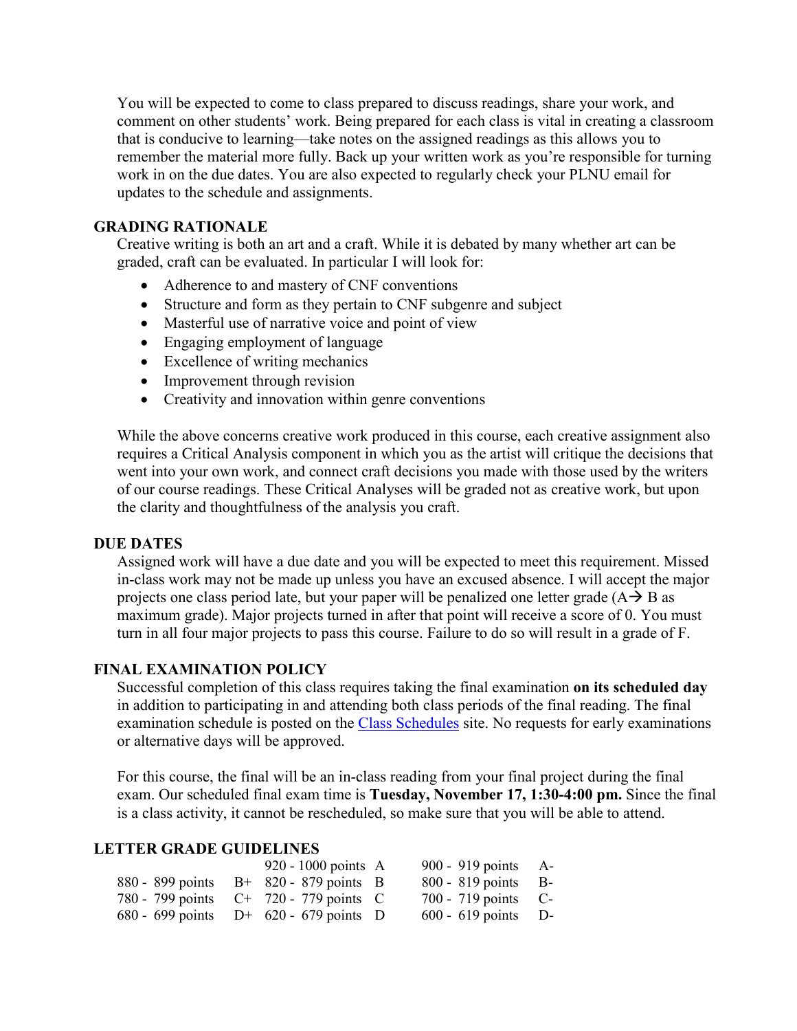You will be expected to come to class prepared to discuss readings, share your work, and comment on other students' work. Being prepared for each class is vital in creating a classroom that is conducive to learning—take notes on the assigned readings as this allows you to remember the material more fully. Back up your written work as you're responsible for turning work in on the due dates. You are also expected to regularly check your PLNU email for updates to the schedule and assignments.

## GRADING RATIONALE

Creative writing is both an art and a craft. While it is debated by many whether art can be graded, craft can be evaluated. In particular I will look for:

- Adherence to and mastery of CNF conventions
- Structure and form as they pertain to CNF subgenre and subject
- Masterful use of narrative voice and point of view
- Engaging employment of language
- Excellence of writing mechanics
- Improvement through revision
- Creativity and innovation within genre conventions

While the above concerns creative work produced in this course, each creative assignment also requires a Critical Analysis component in which you as the artist will critique the decisions that went into your own work, and connect craft decisions you made with those used by the writers of our course readings. These Critical Analyses will be graded not as creative work, but upon the clarity and thoughtfulness of the analysis you craft.

## DUE DATES

Assigned work will have a due date and you will be expected to meet this requirement. Missed in-class work may not be made up unless you have an excused absence. I will accept the major projects one class period late, but your paper will be penalized one letter grade (A→ B as maximum grade). Major projects turned in after that point will receive a score of 0. You must turn in all four major projects to pass this course. Failure to do so will result in a grade of F.

## FINAL EXAMINATION POLICY

Successful completion of this class requires taking the final examination **on its scheduled day** in addition to participating in and attending both class periods of the final reading. The final examination schedule is posted on the Class Schedules site. No requests for early examinations or alternative days will be approved.

For this course, the final will be an in-class reading from your final project during the final exam. Our scheduled final exam time is **Tuesday, November 17, 1:30-4:00 pm.** Since the final is a class activity, it cannot be rescheduled, so make sure that you will be able to attend.

## LETTER GRADE GUIDELINES

| | | | | | |
|---|---|---|---|---|---|
| | | 920 - 1000 points | A | 900 - 919 points | A- |
| 880 - 899 points | B+ | 820 - 879 points | B | 800 - 819 points | B- |
| 780 - 799 points | C+ | 720 - 779 points | C | 700 - 719 points | C- |
| 680 - 699 points | D+ | 620 - 679 points | D | 600 - 619 points | D- |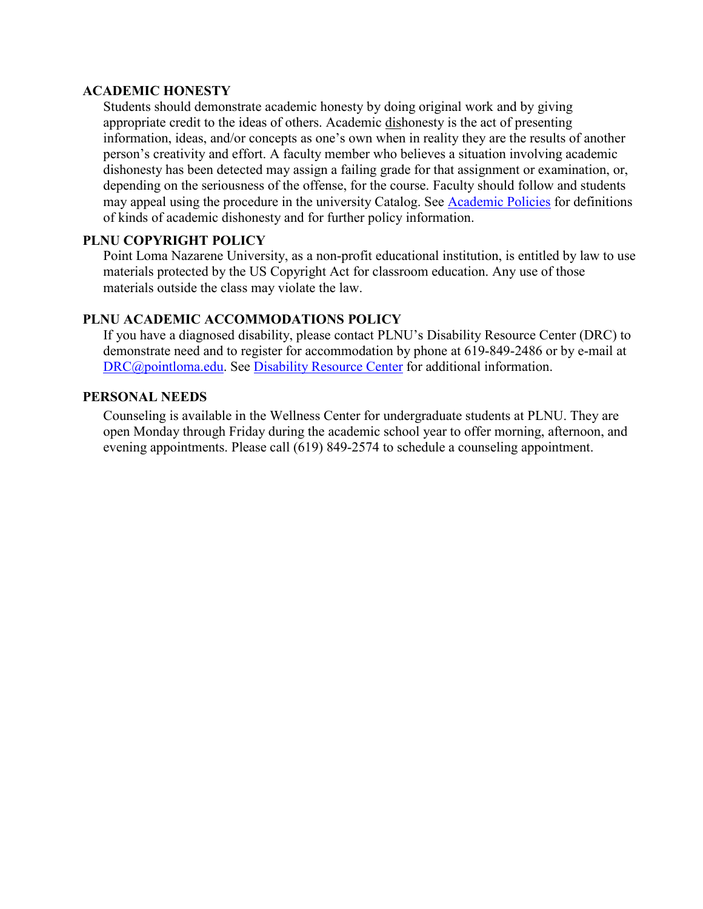## ACADEMIC HONESTY

Students should demonstrate academic honesty by doing original work and by giving appropriate credit to the ideas of others. Academic dishonesty is the act of presenting information, ideas, and/or concepts as one's own when in reality they are the results of another person's creativity and effort. A faculty member who believes a situation involving academic dishonesty has been detected may assign a failing grade for that assignment or examination, or, depending on the seriousness of the offense, for the course. Faculty should follow and students may appeal using the procedure in the university Catalog. See [Academic Policies] for definitions of kinds of academic dishonesty and for further policy information.

## PLNU COPYRIGHT POLICY

Point Loma Nazarene University, as a non-profit educational institution, is entitled by law to use materials protected by the US Copyright Act for classroom education. Any use of those materials outside the class may violate the law.

## PLNU ACADEMIC ACCOMMODATIONS POLICY

If you have a diagnosed disability, please contact PLNU's Disability Resource Center (DRC) to demonstrate need and to register for accommodation by phone at 619-849-2486 or by e-mail at DRC@pointloma.edu. See [Disability Resource Center] for additional information.

## PERSONAL NEEDS

Counseling is available in the Wellness Center for undergraduate students at PLNU. They are open Monday through Friday during the academic school year to offer morning, afternoon, and evening appointments. Please call (619) 849-2574 to schedule a counseling appointment.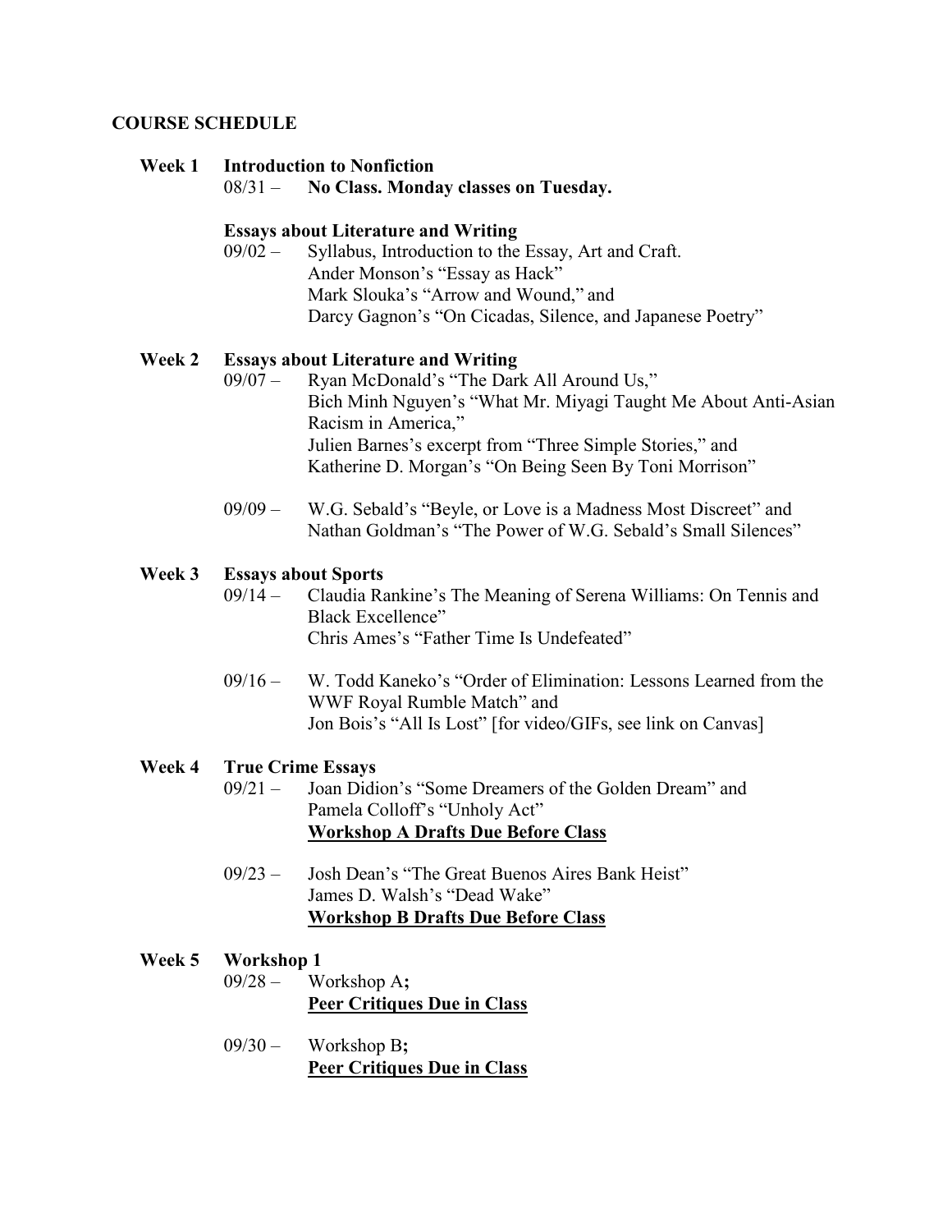**COURSE SCHEDULE**

**Week 1 Introduction to Nonfiction**

08/31 – **No Class. Monday classes on Tuesday.**

**Essays about Literature and Writing**

09/02 – Syllabus, Introduction to the Essay, Art and Craft.
Ander Monson's "Essay as Hack"
Mark Slouka's "Arrow and Wound," and
Darcy Gagnon's "On Cicadas, Silence, and Japanese Poetry"

**Week 2 Essays about Literature and Writing**

09/07 – Ryan McDonald's "The Dark All Around Us,"
Bich Minh Nguyen's "What Mr. Miyagi Taught Me About Anti-Asian Racism in America,"
Julien Barnes's excerpt from "Three Simple Stories," and
Katherine D. Morgan's "On Being Seen By Toni Morrison"

09/09 – W.G. Sebald's "Beyle, or Love is a Madness Most Discreet" and
Nathan Goldman's "The Power of W.G. Sebald's Small Silences"

**Week 3 Essays about Sports**

09/14 – Claudia Rankine's The Meaning of Serena Williams: On Tennis and Black Excellence"
Chris Ames's "Father Time Is Undefeated"

09/16 – W. Todd Kaneko's "Order of Elimination: Lessons Learned from the WWF Royal Rumble Match" and
Jon Bois's "All Is Lost" [for video/GIFs, see link on Canvas]

**Week 4 True Crime Essays**

09/21 – Joan Didion's "Some Dreamers of the Golden Dream" and
Pamela Colloff's "Unholy Act"
**<u>Workshop A Drafts Due Before Class</u>**

09/23 – Josh Dean's "The Great Buenos Aires Bank Heist"
James D. Walsh's "Dead Wake"
**<u>Workshop B Drafts Due Before Class</u>**

**Week 5 Workshop 1**

09/28 – Workshop A**;**
**<u>Peer Critiques Due in Class</u>**

09/30 – Workshop B**;**
**<u>Peer Critiques Due in Class</u>**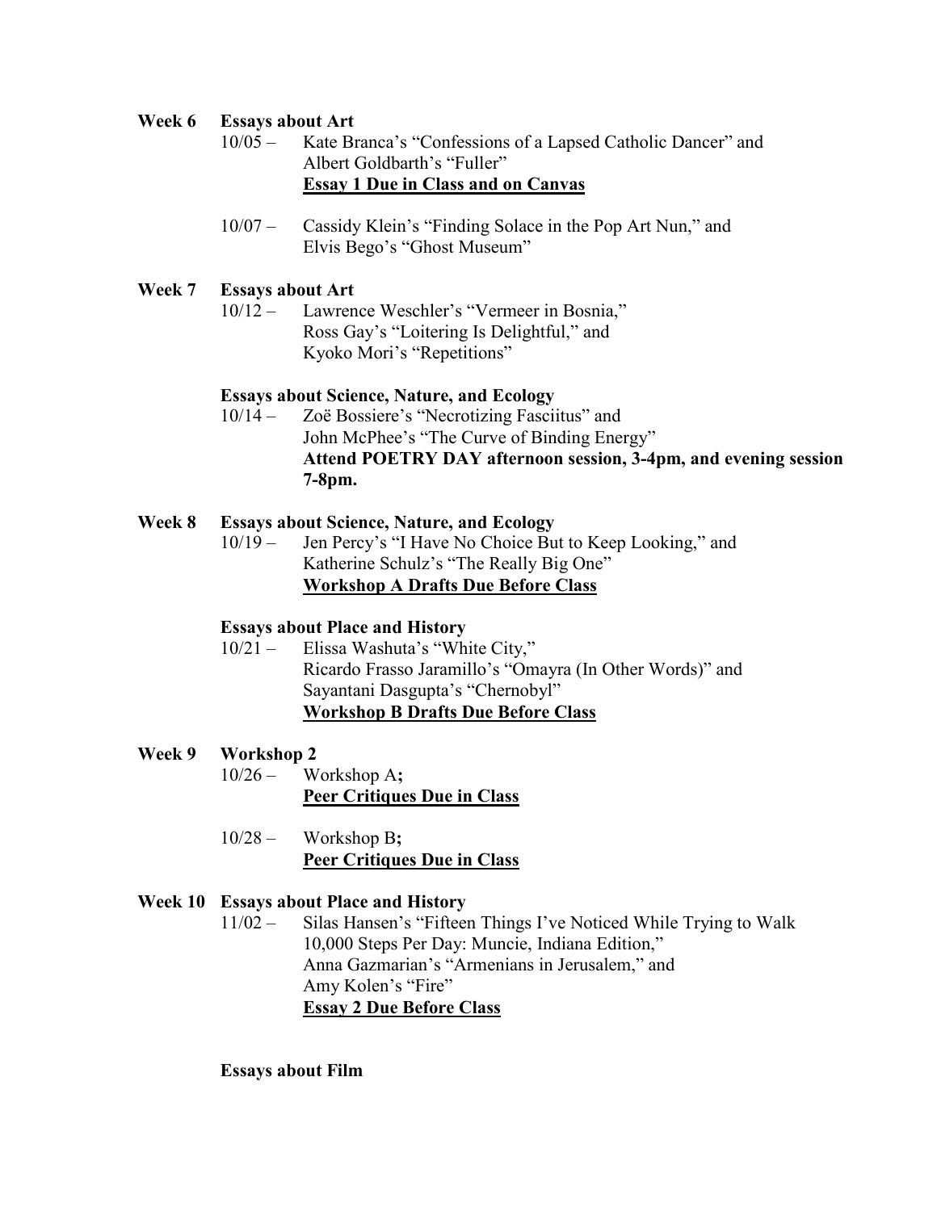**Week 6 Essays about Art**

10/05 – Kate Branca's "Confessions of a Lapsed Catholic Dancer" and Albert Goldbarth's "Fuller"
**Essay 1 Due in Class and on Canvas**

10/07 – Cassidy Klein's "Finding Solace in the Pop Art Nun," and Elvis Bego's "Ghost Museum"

**Week 7 Essays about Art**

10/12 – Lawrence Weschler's "Vermeer in Bosnia," Ross Gay's "Loitering Is Delightful," and Kyoko Mori's "Repetitions"

**Essays about Science, Nature, and Ecology**

10/14 – Zoë Bossiere's "Necrotizing Fasciitus" and John McPhee's "The Curve of Binding Energy"
**Attend POETRY DAY afternoon session, 3-4pm, and evening session 7-8pm.**

**Week 8 Essays about Science, Nature, and Ecology**

10/19 – Jen Percy's "I Have No Choice But to Keep Looking," and Katherine Schulz's "The Really Big One"
**Workshop A Drafts Due Before Class**

**Essays about Place and History**

10/21 – Elissa Washuta's "White City," Ricardo Frasso Jaramillo's "Omayra (In Other Words)" and Sayantani Dasgupta's "Chernobyl"
**Workshop B Drafts Due Before Class**

**Week 9 Workshop 2**

10/26 – Workshop A**;**
**Peer Critiques Due in Class**

10/28 – Workshop B**;**
**Peer Critiques Due in Class**

**Week 10 Essays about Place and History**

11/02 – Silas Hansen's "Fifteen Things I've Noticed While Trying to Walk 10,000 Steps Per Day: Muncie, Indiana Edition," Anna Gazmarian's "Armenians in Jerusalem," and Amy Kolen's "Fire"
**Essay 2 Due Before Class**

**Essays about Film**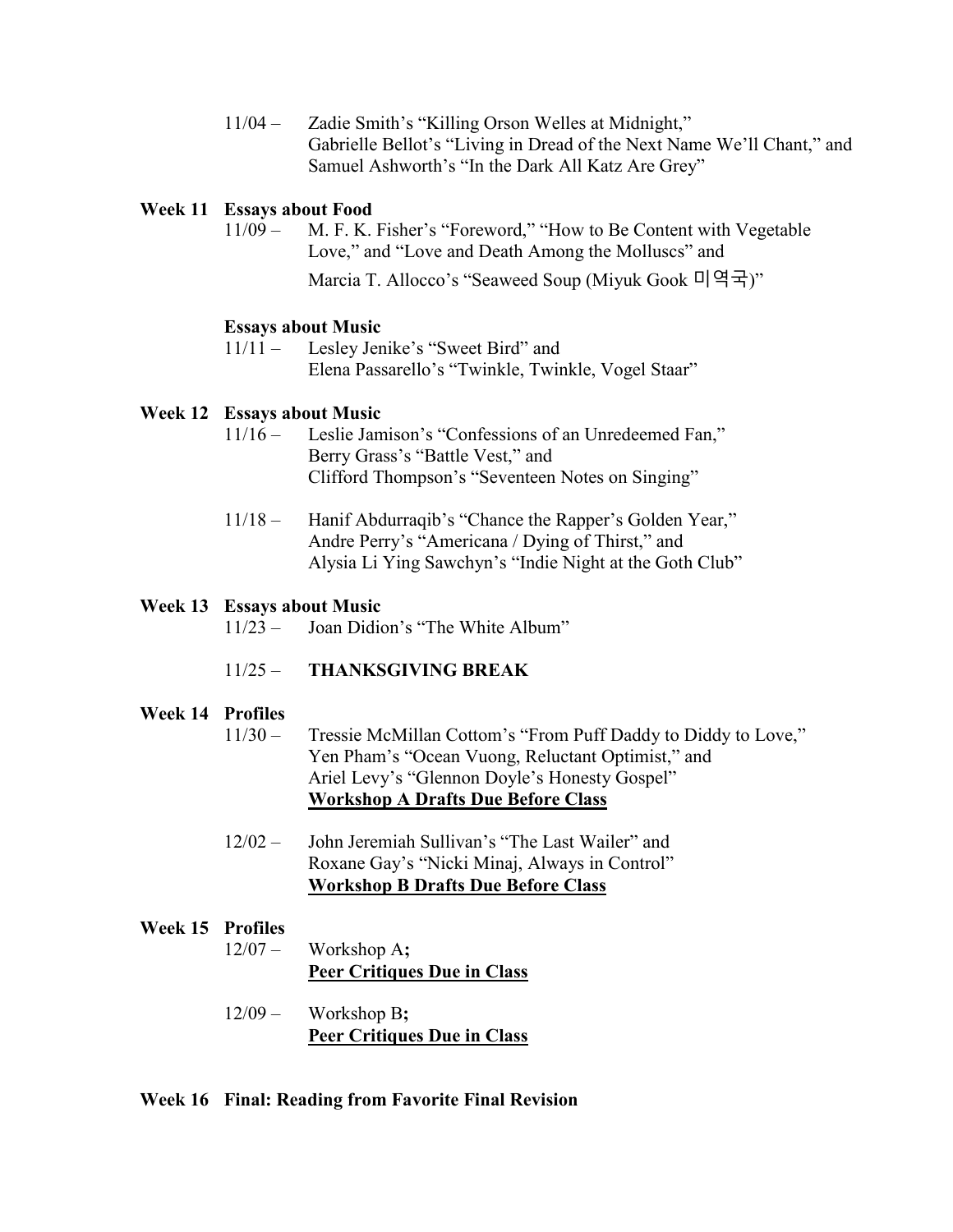11/04 – Zadie Smith's "Killing Orson Welles at Midnight," Gabrielle Bellot's "Living in Dread of the Next Name We'll Chant," and Samuel Ashworth's "In the Dark All Katz Are Grey"

**Week 11 Essays about Food**

11/09 – M. F. K. Fisher's "Foreword," "How to Be Content with Vegetable Love," and "Love and Death Among the Molluscs" and Marcia T. Allocco's "Seaweed Soup (Miyuk Gook 미역국)"

**Essays about Music**

11/11 – Lesley Jenike's "Sweet Bird" and Elena Passarello's "Twinkle, Twinkle, Vogel Staar"

**Week 12 Essays about Music**

11/16 – Leslie Jamison's "Confessions of an Unredeemed Fan," Berry Grass's "Battle Vest," and Clifford Thompson's "Seventeen Notes on Singing"

11/18 – Hanif Abdurraqib's "Chance the Rapper's Golden Year," Andre Perry's "Americana / Dying of Thirst," and Alysia Li Ying Sawchyn's "Indie Night at the Goth Club"

**Week 13 Essays about Music**

11/23 – Joan Didion's "The White Album"

11/25 – **THANKSGIVING BREAK**

**Week 14 Profiles**

11/30 – Tressie McMillan Cottom's "From Puff Daddy to Diddy to Love," Yen Pham's "Ocean Vuong, Reluctant Optimist," and Ariel Levy's "Glennon Doyle's Honesty Gospel"
**Workshop A Drafts Due Before Class**

12/02 – John Jeremiah Sullivan's "The Last Wailer" and Roxane Gay's "Nicki Minaj, Always in Control"
**Workshop B Drafts Due Before Class**

**Week 15 Profiles**

12/07 – Workshop A**;**
**Peer Critiques Due in Class**

12/09 – Workshop B**;**
**Peer Critiques Due in Class**

**Week 16 Final: Reading from Favorite Final Revision**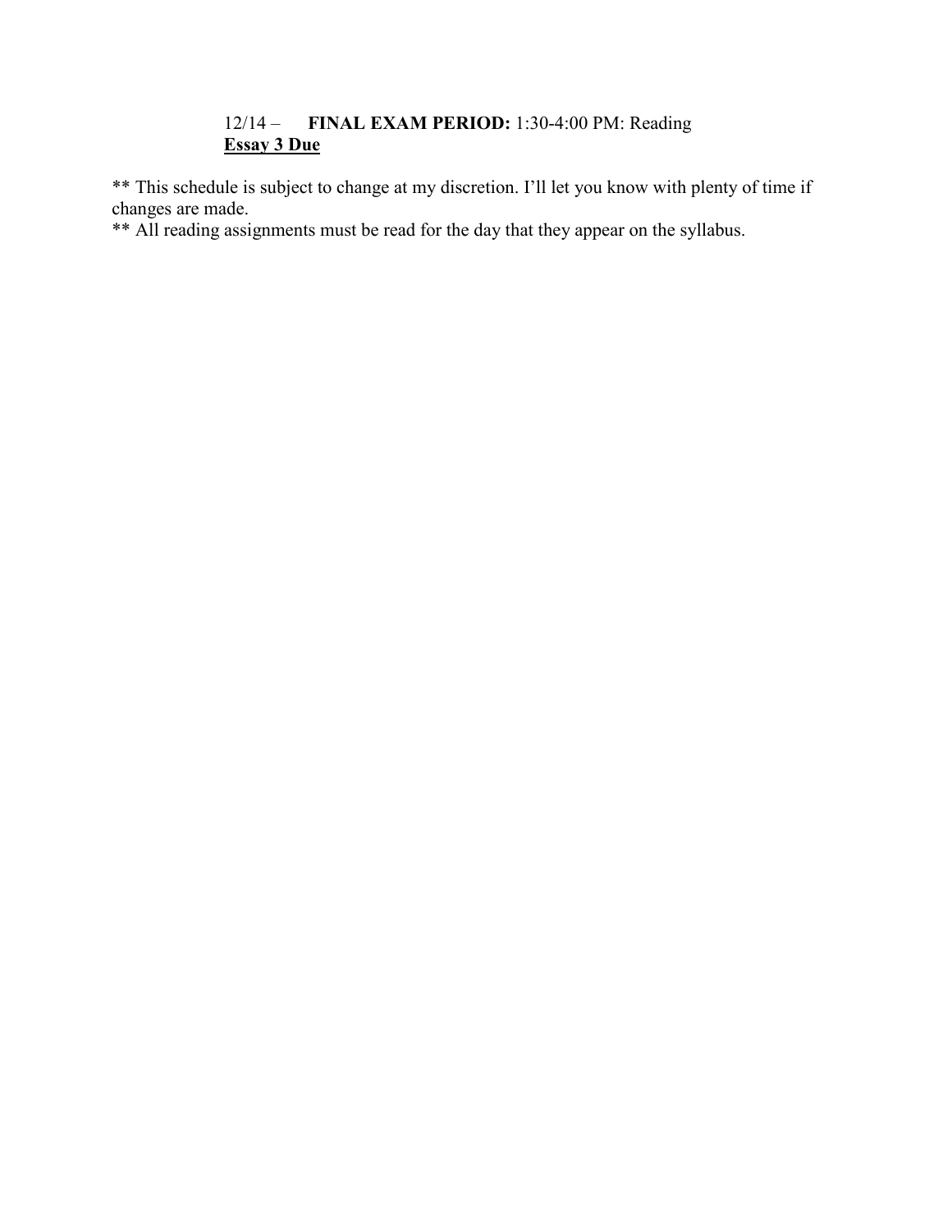12/14 – **FINAL EXAM PERIOD:** 1:30-4:00 PM: Reading
**<u>Essay 3 Due</u>**

** This schedule is subject to change at my discretion. I'll let you know with plenty of time if changes are made.
** All reading assignments must be read for the day that they appear on the syllabus.